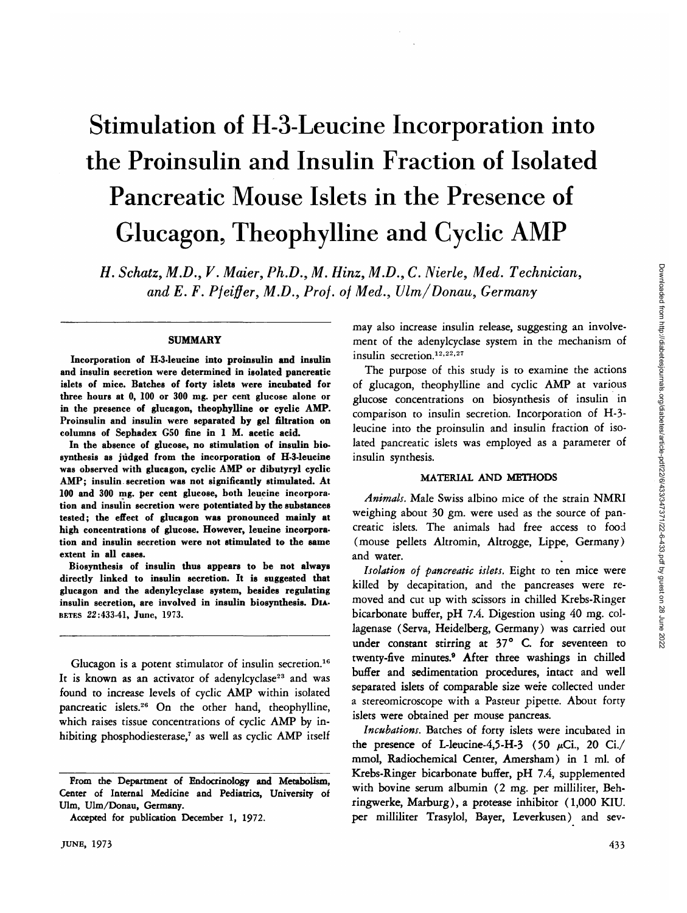# Stimulation of H-3-Leucine Incorporation into the Proinsulin and Insulin Fraction of Isolated Pancreatic Mouse Islets in the Presence of Glucagon, Theophylline and Cyclic AMP

*H. Schatz, M.D., V. Maier, Ph.D., M. Hinz, M.D., C. Nierle, Med. Technician, and E. F. Pfeiffer, M.D., Prof. of Med., Ulm/Donau, Germany*

## SUMMARY

**Incorporation of H-3-leucine into proinsulin and insulin and insulin secretion were determined in isolated pancreatic islets of mice. Batches of forty islets were incubated for three hours at 0, 100 or 300 mg. per cent glucose alone or in the presence of glucagon, theophylline or cyclic AMP. Proinsulin and insulin were separated by gel filtration on columns of Sephadex G50 fine in 1 M. acetic acid.**

**In the absence of glucose, no stimulation of insulin biosynthesis as judged from the incorporation of H-3-leucine was observed with glucagon, cyclic AMP or dibutyryl cyclic AMP; insulin secretion was not significantly stimulated. At 100 and 300 mg. per cent glucose, both leucine incorporation and insulin secretion were potentiated by the substances tested; the effect of glucagon was pronounced mainly at high concentrations of glucose. However, leucine incorporation and insulin secretion were not stimulated to the same extent in all cases.**

**Biosynthesis of insulin thus appears to be not always directly linked to insulin secretion. It is suggested that glucagon and the adenylcyclase system, besides regulating insulin secretion, are involved in insulin biosynthesis.** DIABETES 22:433-41, June, 1973.

Glucagon is a potent stimulator of insulin secretion.[16] It is known as an activator of adenylcyclase[23] and was found to increase levels of cyclic AMP within isolated pancreatic islets.[26] On the other hand, theophylline, which raises tissue concentrations of cyclic AMP by inhibiting phosphodiesterase,[7] as well as cyclic AMP itself may also increase insulin release, suggesting an involvement of the adenylcyclase system in the mechanism of insulin secretion.[12,22,27]

The purpose of this study is to examine the actions of glucagon, theophylline and cyclic AMP at various glucose concentrations on biosynthesis of insulin in comparison to insulin secretion. Incorporation of H-3-leucine into the proinsulin and insulin fraction of isolated pancreatic islets was employed as a parameter of insulin synthesis.

## MATERIAL AND METHODS

*Animals.* Male Swiss albino mice of the strain NMRI weighing about 30 gm. were used as the source of pancreatic islets. The animals had free access to food (mouse pellets Altromin, Altrogge, Lippe, Germany) and water.

*Isolation of pancreatic islets.* Eight to ten mice were killed by decapitation, and the pancreases were removed and cut up with scissors in chilled Krebs-Ringer bicarbonate buffer, pH 7.4. Digestion using 40 mg. collagenase (Serva, Heidelberg, Germany) was carried out under constant stirring at 37° C. for seventeen to twenty-five minutes.[9] After three washings in chilled buffer and sedimentation procedures, intact and well separated islets of comparable size were collected under a stereomicroscope with a Pasteur pipette. About forty islets were obtained per mouse pancreas.

*Incubations.* Batches of forty islets were incubated in the presence of L-leucine-4,5-H-3 (50 μCi., 20 Ci./mmol, Radiochemical Center, Amersham) in 1 ml. of Krebs-Ringer bicarbonate buffer, pH 7.4, supplemented with bovine serum albumin (2 mg. per milliliter, Behringwerke, Marburg), a protease inhibitor (1,000 KIU. per milliliter Trasylol, Bayer, Leverkusen) and sev-

From the Department of Endocrinology and Metabolism, Center of Internal Medicine and Pediatrics, University of Ulm, Ulm/Donau, Germany.

Accepted for publication December 1, 1972.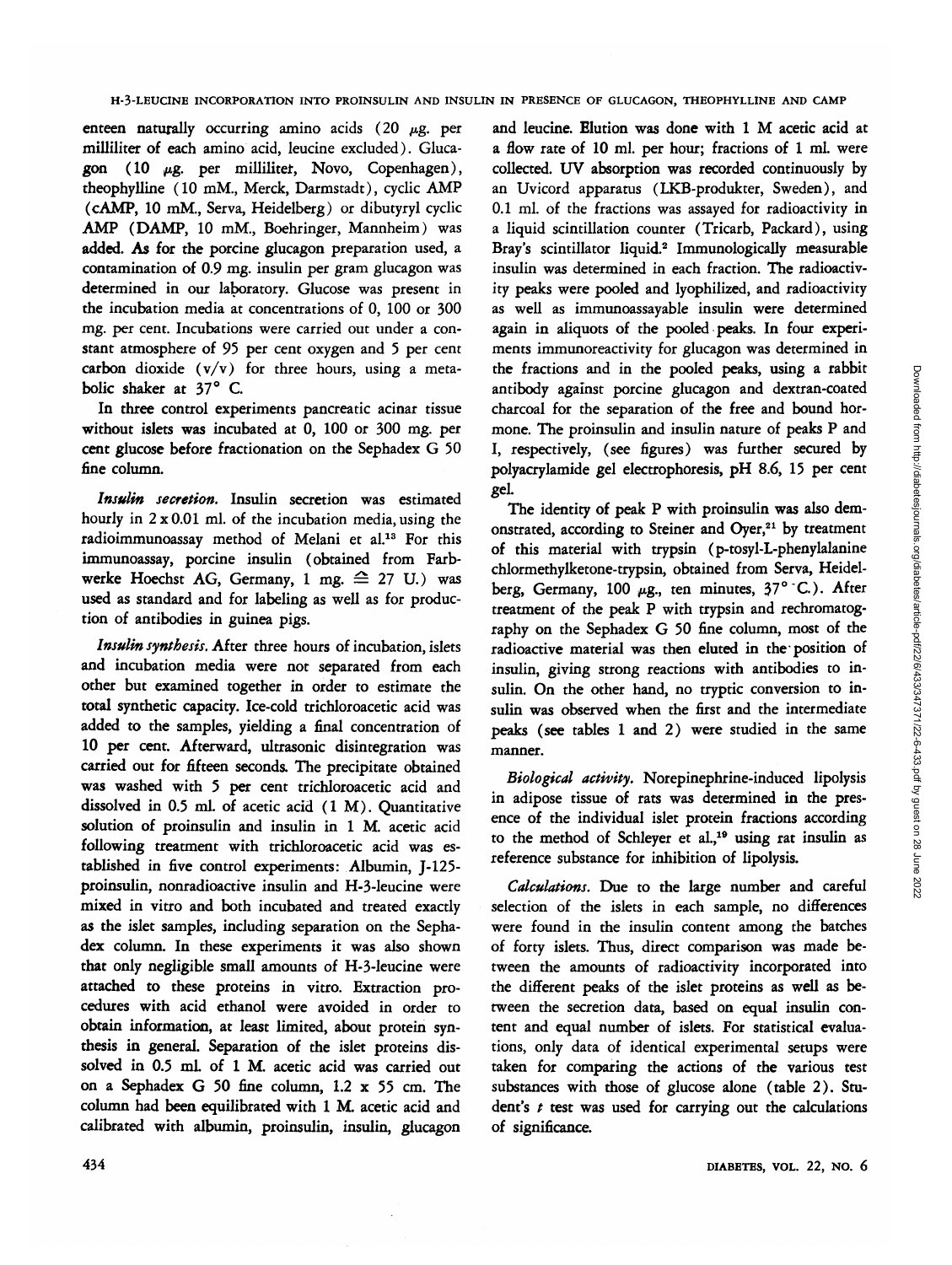enteen naturally occurring amino acids (20 μg. per milliliter of each amino acid, leucine excluded). Glucagon (10 μg. per milliliter, Novo, Copenhagen), theophylline (10 mM., Merck, Darmstadt), cyclic AMP (cAMP, 10 mM., Serva, Heidelberg) or dibutyryl cyclic AMP (DAMP, 10 mM., Boehringer, Mannheim) was added. As for the porcine glucagon preparation used, a contamination of 0.9 mg. insulin per gram glucagon was determined in our laboratory. Glucose was present in the incubation media at concentrations of 0, 100 or 300 mg. per cent. Incubations were carried out under a constant atmosphere of 95 per cent oxygen and 5 per cent carbon dioxide (v/v) for three hours, using a metabolic shaker at 37° C.

In three control experiments pancreatic acinar tissue without islets was incubated at 0, 100 or 300 mg. per cent glucose before fractionation on the Sephadex G 50 fine column.

*Insulin secretion.* Insulin secretion was estimated hourly in 2 x 0.01 ml. of the incubation media, using the radioimmunoassay method of Melani et al.[13] For this immunoassay, porcine insulin (obtained from Farbwerke Hoechst AG, Germany, 1 mg. ≙ 27 U.) was used as standard and for labeling as well as for production of antibodies in guinea pigs.

*Insulin synthesis.* After three hours of incubation, islets and incubation media were not separated from each other but examined together in order to estimate the total synthetic capacity. Ice-cold trichloroacetic acid was added to the samples, yielding a final concentration of 10 per cent. Afterward, ultrasonic disintegration was carried out for fifteen seconds. The precipitate obtained was washed with 5 per cent trichloroacetic acid and dissolved in 0.5 ml. of acetic acid (1 M). Quantitative solution of proinsulin and insulin in 1 M. acetic acid following treatment with trichloroacetic acid was established in five control experiments: Albumin, J-125-proinsulin, nonradioactive insulin and H-3-leucine were mixed in vitro and both incubated and treated exactly as the islet samples, including separation on the Sephadex column. In these experiments it was also shown that only negligible small amounts of H-3-leucine were attached to these proteins in vitro. Extraction procedures with acid ethanol were avoided in order to obtain information, at least limited, about protein synthesis in general. Separation of the islet proteins dissolved in 0.5 ml. of 1 M. acetic acid was carried out on a Sephadex G 50 fine column, 1.2 x 55 cm. The column had been equilibrated with 1 M. acetic acid and calibrated with albumin, proinsulin, insulin, glucagon and leucine. Elution was done with 1 M acetic acid at a flow rate of 10 ml. per hour; fractions of 1 ml. were collected. UV absorption was recorded continuously by an Uvicord apparatus (LKB-produkter, Sweden), and 0.1 ml. of the fractions was assayed for radioactivity in a liquid scintillation counter (Tricarb, Packard), using Bray's scintillator liquid.[2] Immunologically measurable insulin was determined in each fraction. The radioactivity peaks were pooled and lyophilized, and radioactivity as well as immunoassayable insulin were determined again in aliquots of the pooled peaks. In four experiments immunoreactivity for glucagon was determined in the fractions and in the pooled peaks, using a rabbit antibody against porcine glucagon and dextran-coated charcoal for the separation of the free and bound hormone. The proinsulin and insulin nature of peaks P and I, respectively, (see figures) was further secured by polyacrylamide gel electrophoresis, pH 8.6, 15 per cent gel.

The identity of peak P with proinsulin was also demonstrated, according to Steiner and Oyer,[21] by treatment of this material with trypsin (p-tosyl-L-phenylalanine chlormethylketone-trypsin, obtained from Serva, Heidelberg, Germany, 100 μg., ten minutes, 37° C.). After treatment of the peak P with trypsin and rechromatography on the Sephadex G 50 fine column, most of the radioactive material was then eluted in the position of insulin, giving strong reactions with antibodies to insulin. On the other hand, no tryptic conversion to insulin was observed when the first and the intermediate peaks (see tables 1 and 2) were studied in the same manner.

*Biological activity.* Norepinephrine-induced lipolysis in adipose tissue of rats was determined in the presence of the individual islet protein fractions according to the method of Schleyer et al.,[19] using rat insulin as reference substance for inhibition of lipolysis.

*Calculations.* Due to the large number and careful selection of the islets in each sample, no differences were found in the insulin content among the batches of forty islets. Thus, direct comparison was made between the amounts of radioactivity incorporated into the different peaks of the islet proteins as well as between the secretion data, based on equal insulin content and equal number of islets. For statistical evaluations, only data of identical experimental setups were taken for comparing the actions of the various test substances with those of glucose alone (table 2). Student's $t$ test was used for carrying out the calculations of significance.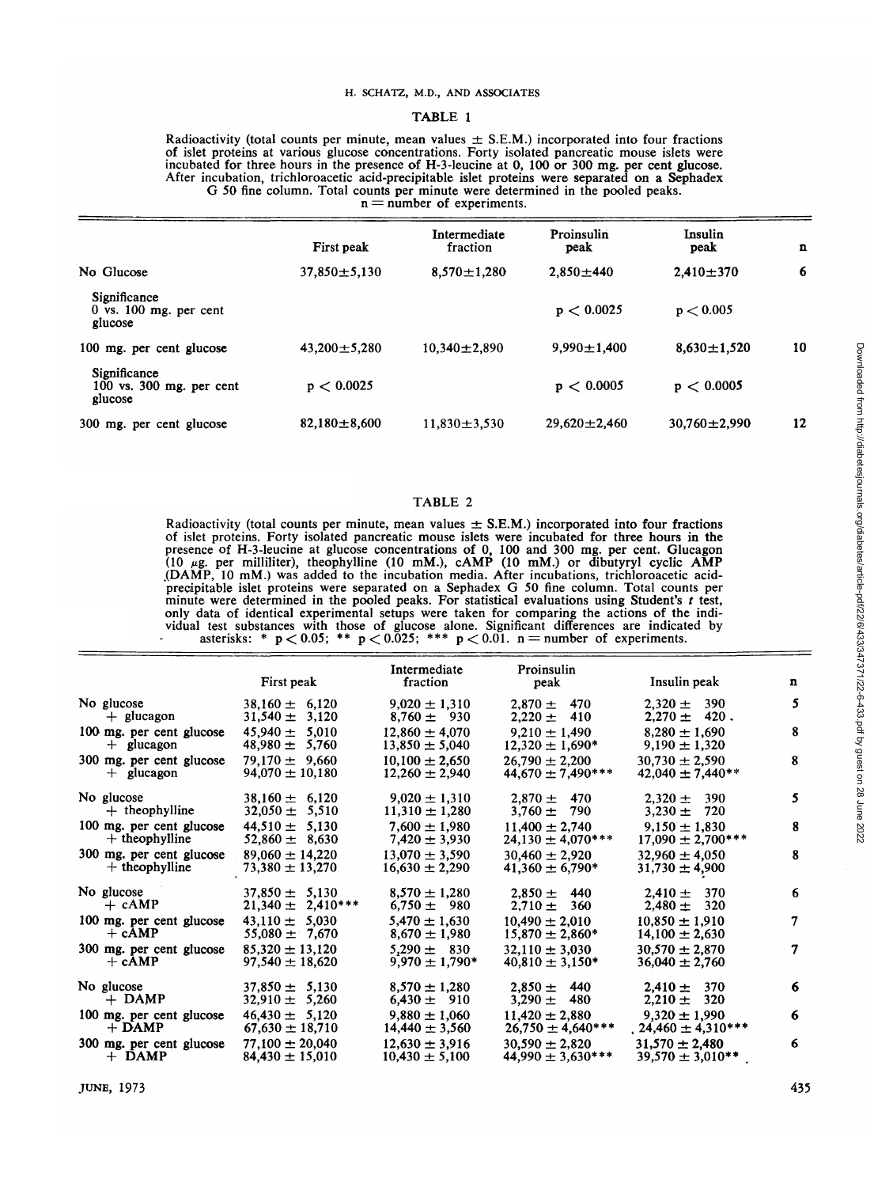TABLE 1

Radioactivity (total counts per minute, mean values ± S.E.M.) incorporated into four fractions of islet proteins at various glucose concentrations. Forty isolated pancreatic mouse islets were incubated for three hours in the presence of H-3-leucine at 0, 100 or 300 mg. per cent glucose. After incubation, trichloroacetic acid-precipitable islet proteins were separated on a Sephadex G 50 fine column. Total counts per minute were determined in the pooled peaks. n = number of experiments.

| | First peak | Intermediate fraction | Proinsulin peak | Insulin peak | n |
|---|---|---|---|---|---|
| No Glucose | 37,850±5,130 | 8,570±1,280 | 2,850±440 | 2,410±370 | 6 |
| Significance 0 vs. 100 mg. per cent glucose | | | $p < 0.0025$ | $p < 0.005$ | |
| 100 mg. per cent glucose | 43,200±5,280 | 10,340±2,890 | 9,990±1,400 | 8,630±1,520 | 10 |
| Significance 100 vs. 300 mg. per cent glucose | $p < 0.0025$ | | $p < 0.0005$ | $p < 0.0005$ | |
| 300 mg. per cent glucose | 82,180±8,600 | 11,830±3,530 | 29,620±2,460 | 30,760±2,990 | 12 |

TABLE 2

Radioactivity (total counts per minute, mean values ± S.E.M.) incorporated into four fractions of islet proteins. Forty isolated pancreatic mouse islets were incubated for three hours in the presence of H-3-leucine at glucose concentrations of 0, 100 and 300 mg. per cent. Glucagon (10 μg. per milliliter), theophylline (10 mM.), cAMP (10 mM.) or dibutyryl cyclic AMP (DAMP, 10 mM.) was added to the incubation media. After incubations, trichloroacetic acid-precipitable islet proteins were separated on a Sephadex G 50 fine column. Total counts per minute were determined in the pooled peaks. For statistical evaluations using Student's *t* test, only data of identical experimental setups were taken for comparing the actions of the individual test substances with those of glucose alone. Significant differences are indicated by asterisks: * $p < 0.05$; ** $p < 0.025$; *** $p < 0.01$. n = number of experiments.

| | First peak | Intermediate fraction | Proinsulin peak | Insulin peak | n |
|---|---|---|---|---|---|
| No glucose | 38,160 ± 6,120 | 9,020 ± 1,310 | 2,870 ± 470 | 2,320 ± 390 | 5 |
| + glucagon | 31,540 ± 3,120 | 8,760 ± 930 | 2,220 ± 410 | 2,270 ± 420 | |
| 100 mg. per cent glucose | 45,940 ± 5,010 | 12,860 ± 4,070 | 9,210 ± 1,490 | 8,280 ± 1,690 | 8 |
| + glucagon | 48,980 ± 5,760 | 13,850 ± 5,040 | 12,320 ± 1,690* | 9,190 ± 1,320 | |
| 300 mg. per cent glucose | 79,170 ± 9,660 | 10,100 ± 2,650 | 26,790 ± 2,200 | 30,730 ± 2,590 | 8 |
| + glucagon | 94,070 ± 10,180 | 12,260 ± 2,940 | 44,670 ± 7,490*** | 42,040 ± 7,440** | |
| No glucose | 38,160 ± 6,120 | 9,020 ± 1,310 | 2,870 ± 470 | 2,320 ± 390 | 5 |
| + theophylline | 32,050 ± 5,510 | 11,310 ± 1,280 | 3,760 ± 790 | 3,230 ± 720 | |
| 100 mg. per cent glucose | 44,510 ± 5,130 | 7,600 ± 1,980 | 11,400 ± 2,740 | 9,150 ± 1,830 | 8 |
| + theophylline | 52,860 ± 8,630 | 7,420 ± 3,930 | 24,130 ± 4,070*** | 17,090 ± 2,700*** | |
| 300 mg. per cent glucose | 89,060 ± 14,220 | 13,070 ± 3,590 | 30,460 ± 2,920 | 32,960 ± 4,050 | 8 |
| + theophylline | 73,380 ± 13,270 | 16,630 ± 2,290 | 41,360 ± 6,790* | 31,730 ± 4,900 | |
| No glucose | 37,850 ± 5,130 | 8,570 ± 1,280 | 2,850 ± 440 | 2,410 ± 370 | 6 |
| + cAMP | 21,340 ± 2,410*** | 6,750 ± 980 | 2,710 ± 360 | 2,480 ± 320 | |
| 100 mg. per cent glucose | 43,110 ± 5,030 | 5,470 ± 1,630 | 10,490 ± 2,010 | 10,850 ± 1,910 | 7 |
| + cAMP | 55,080 ± 7,670 | 8,670 ± 1,980 | 15,870 ± 2,860* | 14,100 ± 2,630 | |
| 300 mg. per cent glucose | 85,320 ± 13,120 | 5,290 ± 830 | 32,110 ± 3,030 | 30,570 ± 2,870 | 7 |
| + cAMP | 97,540 ± 18,620 | 9,970 ± 1,790* | 40,810 ± 3,150* | 36,040 ± 2,760 | |
| No glucose | 37,850 ± 5,130 | 8,570 ± 1,280 | 2,850 ± 440 | 2,410 ± 370 | 6 |
| + DAMP | 32,910 ± 5,260 | 6,430 ± 910 | 3,290 ± 480 | 2,210 ± 320 | |
| 100 mg. per cent glucose | 46,430 ± 5,120 | 9,880 ± 1,060 | 11,420 ± 2,880 | 9,320 ± 1,990 | 6 |
| + DAMP | 67,630 ± 18,710 | 14,440 ± 3,560 | 26,750 ± 4,640*** | 24,460 ± 4,310*** | |
| 300 mg. per cent glucose | 77,100 ± 20,040 | 12,630 ± 3,916 | 30,590 ± 2,820 | 31,570 ± 2,480 | 6 |
| + DAMP | 84,430 ± 15,010 | 10,430 ± 5,100 | 44,990 ± 3,630*** | 39,570 ± 3,010** | |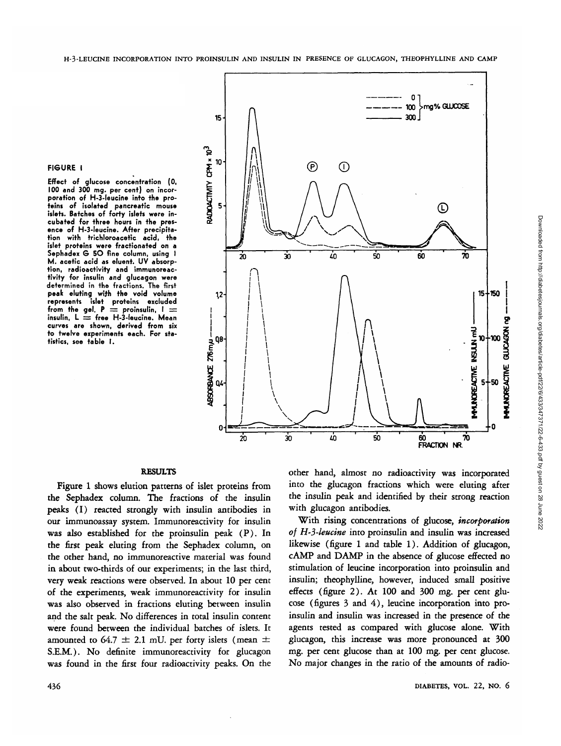**FIGURE 1**

Effect of glucose concentration (0, 100 and 300 mg. per cent) on incorporation of H-3-leucine into the proteins of isolated pancreatic mouse islets. Batches of forty islets were incubated for three hours in the presence of H-3-leucine. After precipitation with trichloroacetic acid, the islet proteins were fractionated on a Sephadex G 50 fine column, using 1 M. acetic acid as eluent. UV absorption, radioactivity and immunoreactivity for insulin and glucagon were determined in the fractions. The first peak eluting with the void volume represents islet proteins excluded from the gel. P = proinsulin, I = insulin, L = free H-3-leucine. Mean curves are shown, derived from six to twelve experiments each. For statistics, see table 1.

## RESULTS

Figure 1 shows elution patterns of islet proteins from the Sephadex column. The fractions of the insulin peaks (I) reacted strongly with insulin antibodies in our immunoassay system. Immunoreactivity for insulin was also established for the proinsulin peak (P). In the first peak eluting from the Sephadex column, on the other hand, no immunoreactive material was found in about two-thirds of our experiments; in the last third, very weak reactions were observed. In about 10 per cent of the experiments, weak immunoreactivity for insulin was also observed in fractions eluting between insulin and the salt peak. No differences in total insulin content were found between the individual batches of islets. It amounted to 64.7 ± 2.1 mU. per forty islets (mean ± S.E.M.). No definite immunoreactivity for glucagon was found in the first four radioactivity peaks. On the other hand, almost no radioactivity was incorporated into the glucagon fractions which were eluting after the insulin peak and identified by their strong reaction with glucagon antibodies.

With rising concentrations of glucose, *incorporation of H-3-leucine* into proinsulin and insulin was increased likewise (figure 1 and table 1). Addition of glucagon, cAMP and DAMP in the absence of glucose effected no stimulation of leucine incorporation into proinsulin and insulin; theophylline, however, induced small positive effects (figure 2). At 100 and 300 mg. per cent glucose (figures 3 and 4), leucine incorporation into proinsulin and insulin was increased in the presence of the agents tested as compared with glucose alone. With glucagon, this increase was more pronounced at 300 mg. per cent glucose than at 100 mg. per cent glucose. No major changes in the ratio of the amounts of radio-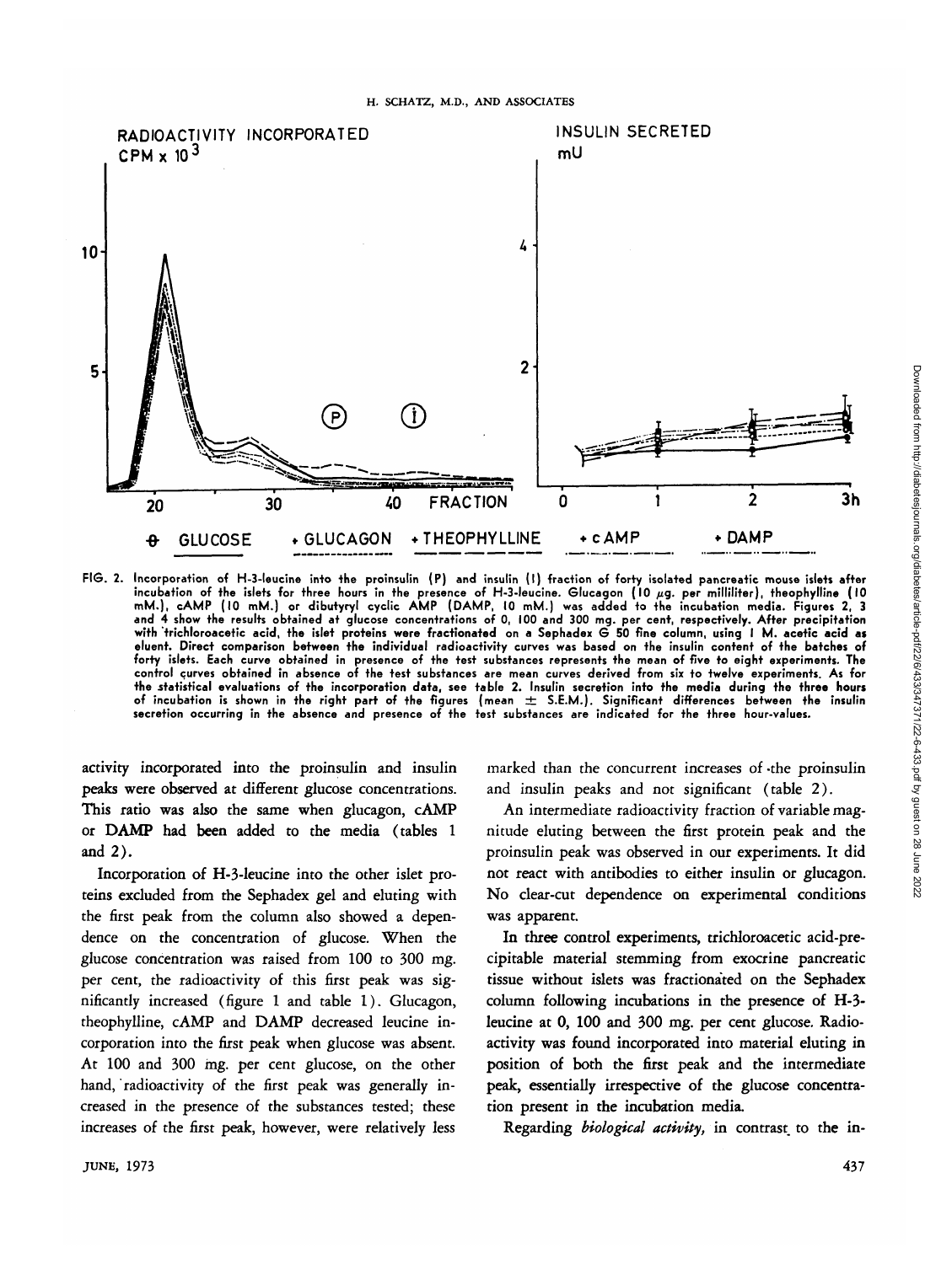FIG. 2. Incorporation of H-3-leucine into the proinsulin (P) and insulin (I) fraction of forty isolated pancreatic mouse islets after incubation of the islets for three hours in the presence of H-3-leucine. Glucagon (10 μg. per milliliter), theophylline (10 mM.), cAMP (10 mM.) or dibutyryl cyclic AMP (DAMP, 10 mM.) was added to the incubation media. Figures 2, 3 and 4 show the results obtained at glucose concentrations of 0, 100 and 300 mg. per cent, respectively. After precipitation with trichloroacetic acid, the islet proteins were fractionated on a Sephadex G 50 fine column, using 1 M. acetic acid as eluent. Direct comparison between the individual radioactivity curves was based on the insulin content of the batches of forty islets. Each curve obtained in presence of the test substances represents the mean of five to eight experiments. The control curves obtained in absence of the test substances are mean curves derived from six to twelve experiments. As for the statistical evaluations of the incorporation data, see table 2. Insulin secretion into the media during the three hours of incubation is shown in the right part of the figures (mean ± S.E.M.). Significant differences between the insulin secretion occurring in the absence and presence of the test substances are indicated for the three hour-values.

activity incorporated into the proinsulin and insulin peaks were observed at different glucose concentrations. This ratio was also the same when glucagon, cAMP or DAMP had been added to the media (tables 1 and 2).

Incorporation of H-3-leucine into the other islet proteins excluded from the Sephadex gel and eluting with the first peak from the column also showed a dependence on the concentration of glucose. When the glucose concentration was raised from 100 to 300 mg. per cent, the radioactivity of this first peak was significantly increased (figure 1 and table 1). Glucagon, theophylline, cAMP and DAMP decreased leucine incorporation into the first peak when glucose was absent. At 100 and 300 mg. per cent glucose, on the other hand, radioactivity of the first peak was generally increased in the presence of the substances tested; these increases of the first peak, however, were relatively less marked than the concurrent increases of the proinsulin and insulin peaks and not significant (table 2).

An intermediate radioactivity fraction of variable magnitude eluting between the first protein peak and the proinsulin peak was observed in our experiments. It did not react with antibodies to either insulin or glucagon. No clear-cut dependence on experimental conditions was apparent.

In three control experiments, trichloroacetic acid-precipitable material stemming from exocrine pancreatic tissue without islets was fractionated on the Sephadex column following incubations in the presence of H-3-leucine at 0, 100 and 300 mg. per cent glucose. Radioactivity was found incorporated into material eluting in position of both the first peak and the intermediate peak, essentially irrespective of the glucose concentration present in the incubation media.

Regarding *biological activity,* in contrast to the in-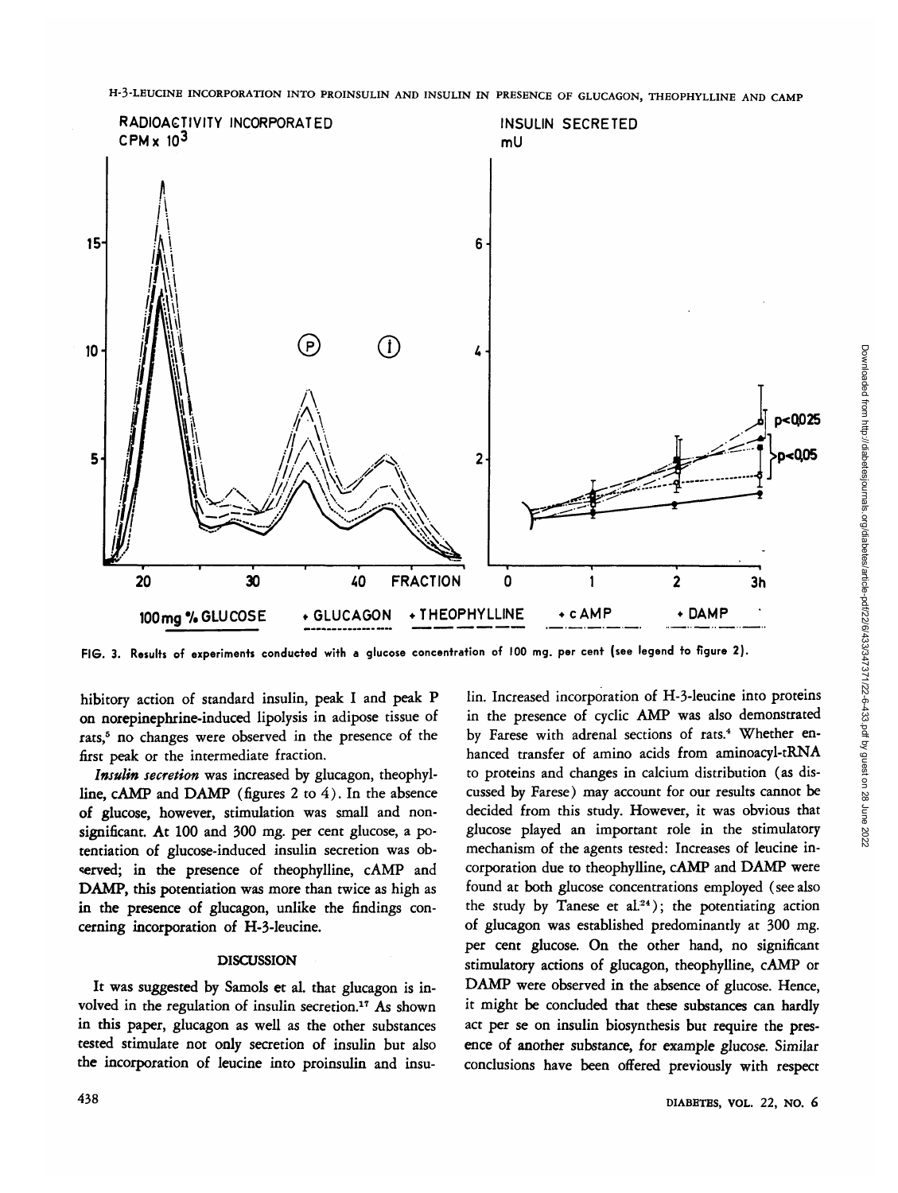H-3-LEUCINE INCORPORATION INTO PROINSULIN AND INSULIN IN PRESENCE OF GLUCAGON, THEOPHYLLINE AND CAMP

FIG. 3. Results of experiments conducted with a glucose concentration of 100 mg. per cent (see legend to figure 2).

hibitory action of standard insulin, peak I and peak P on norepinephrine-induced lipolysis in adipose tissue of rats,[5] no changes were observed in the presence of the first peak or the intermediate fraction.

*Insulin secretion* was increased by glucagon, theophylline, cAMP and DAMP (figures 2 to 4). In the absence of glucose, however, stimulation was small and nonsignificant. At 100 and 300 mg. per cent glucose, a potentiation of glucose-induced insulin secretion was observed; in the presence of theophylline, cAMP and DAMP, this potentiation was more than twice as high as in the presence of glucagon, unlike the findings concerning incorporation of H-3-leucine.

## DISCUSSION

It was suggested by Samols et al. that glucagon is involved in the regulation of insulin secretion.[17] As shown in this paper, glucagon as well as the other substances tested stimulate not only secretion of insulin but also the incorporation of leucine into proinsulin and insulin. Increased incorporation of H-3-leucine into proteins in the presence of cyclic AMP was also demonstrated by Farese with adrenal sections of rats.[4] Whether enhanced transfer of amino acids from aminoacyl-tRNA to proteins and changes in calcium distribution (as discussed by Farese) may account for our results cannot be decided from this study. However, it was obvious that glucose played an important role in the stimulatory mechanism of the agents tested: Increases of leucine incorporation due to theophylline, cAMP and DAMP were found at both glucose concentrations employed (see also the study by Tanese et al.[24]); the potentiating action of glucagon was established predominantly at 300 mg. per cent glucose. On the other hand, no significant stimulatory actions of glucagon, theophylline, cAMP or DAMP were observed in the absence of glucose. Hence, it might be concluded that these substances can hardly act per se on insulin biosynthesis but require the presence of another substance, for example glucose. Similar conclusions have been offered previously with respect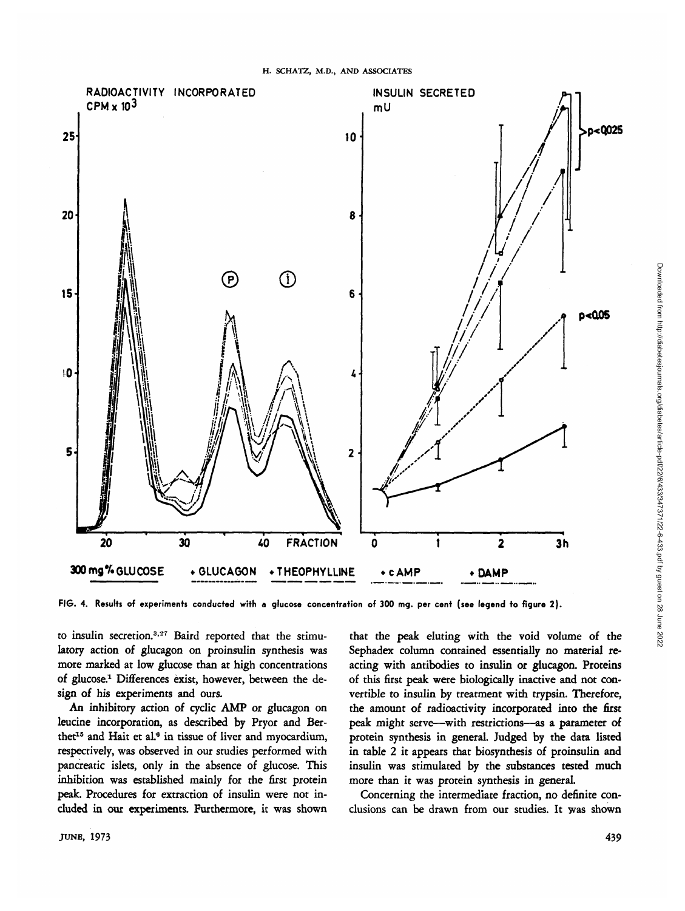FIG. 4. Results of experiments conducted with a glucose concentration of 300 mg. per cent (see legend to figure 2).

to insulin secretion.[3,27] Baird reported that the stimulatory action of glucagon on proinsulin synthesis was more marked at low glucose than at high concentrations of glucose.[1] Differences exist, however, between the design of his experiments and ours.

An inhibitory action of cyclic AMP or glucagon on leucine incorporation, as described by Pryor and Berthet[15] and Hait et al.[6] in tissue of liver and myocardium, respectively, was observed in our studies performed with pancreatic islets, only in the absence of glucose. This inhibition was established mainly for the first protein peak. Procedures for extraction of insulin were not included in our experiments. Furthermore, it was shown that the peak eluting with the void volume of the Sephadex column contained essentially no material reacting with antibodies to insulin or glucagon. Proteins of this first peak were biologically inactive and not convertible to insulin by treatment with trypsin. Therefore, the amount of radioactivity incorporated into the first peak might serve—with restrictions—as a parameter of protein synthesis in general. Judged by the data listed in table 2 it appears that biosynthesis of proinsulin and insulin was stimulated by the substances tested much more than it was protein synthesis in general.

Concerning the intermediate fraction, no definite conclusions can be drawn from our studies. It was shown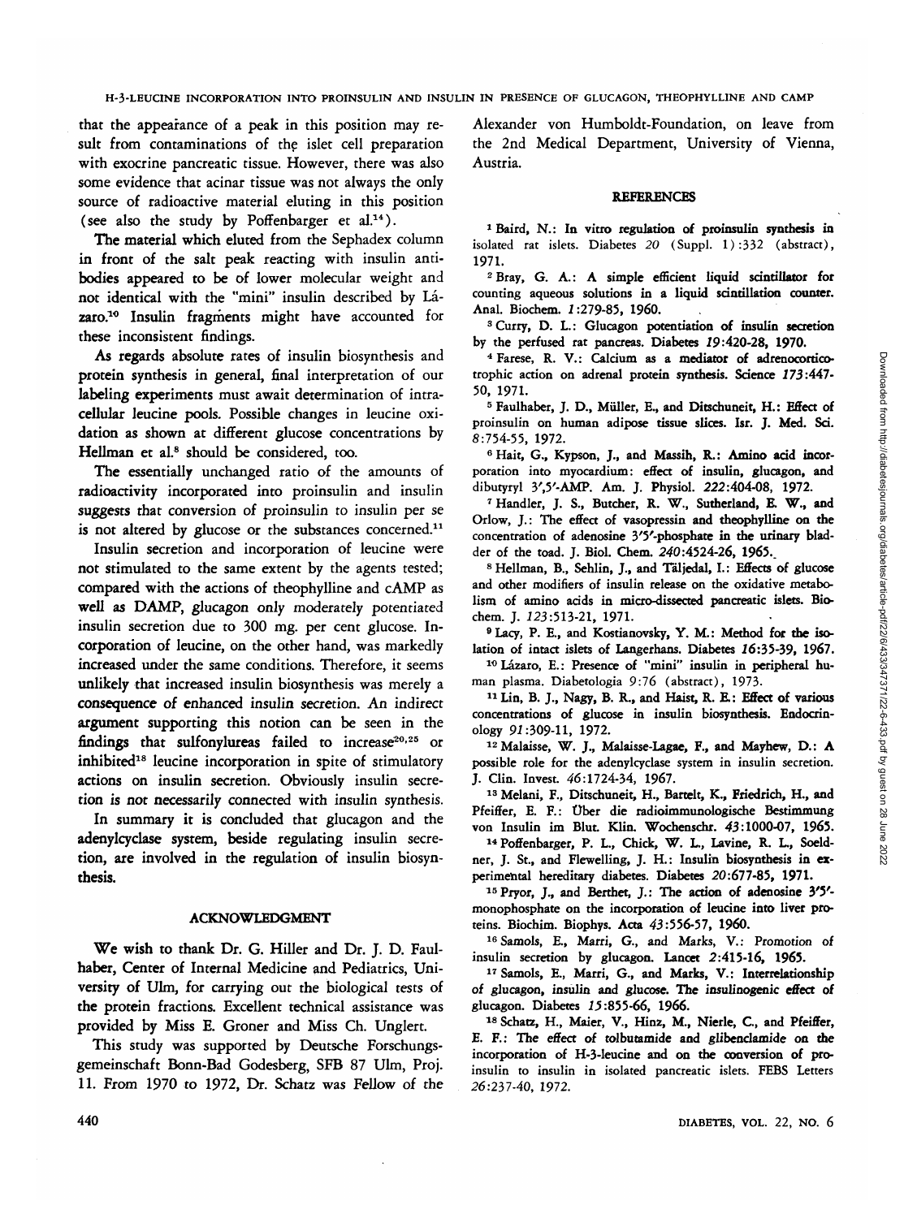that the appearance of a peak in this position may result from contaminations of the islet cell preparation with exocrine pancreatic tissue. However, there was also some evidence that acinar tissue was not always the only source of radioactive material eluting in this position (see also the study by Poffenbarger et al.[14]).

The material which eluted from the Sephadex column in front of the salt peak reacting with insulin antibodies appeared to be of lower molecular weight and not identical with the "mini" insulin described by Lázaro.[10] Insulin fragments might have accounted for these inconsistent findings.

As regards absolute rates of insulin biosynthesis and protein synthesis in general, final interpretation of our labeling experiments must await determination of intracellular leucine pools. Possible changes in leucine oxidation as shown at different glucose concentrations by Hellman et al.[8] should be considered, too.

The essentially unchanged ratio of the amounts of radioactivity incorporated into proinsulin and insulin suggests that conversion of proinsulin to insulin per se is not altered by glucose or the substances concerned.[11]

Insulin secretion and incorporation of leucine were not stimulated to the same extent by the agents tested; compared with the actions of theophylline and cAMP as well as DAMP, glucagon only moderately potentiated insulin secretion due to 300 mg. per cent glucose. Incorporation of leucine, on the other hand, was markedly increased under the same conditions. Therefore, it seems unlikely that increased insulin biosynthesis was merely a consequence of enhanced insulin secretion. An indirect argument supporting this notion can be seen in the findings that sulfonylureas failed to increase[20,25] or inhibited[18] leucine incorporation in spite of stimulatory actions on insulin secretion. Obviously insulin secretion is not necessarily connected with insulin synthesis.

In summary it is concluded that glucagon and the adenylcyclase system, beside regulating insulin secretion, are involved in the regulation of insulin biosynthesis.

## ACKNOWLEDGMENT

We wish to thank Dr. G. Hiller and Dr. J. D. Faulhaber, Center of Internal Medicine and Pediatrics, University of Ulm, for carrying out the biological tests of the protein fractions. Excellent technical assistance was provided by Miss E. Groner and Miss Ch. Unglert.

This study was supported by Deutsche Forschungsgemeinschaft Bonn-Bad Godesberg, SFB 87 Ulm, Proj. 11. From 1970 to 1972, Dr. Schatz was Fellow of the Alexander von Humboldt-Foundation, on leave from the 2nd Medical Department, University of Vienna, Austria.

## REFERENCES

[1] Baird, N.: In vitro regulation of proinsulin synthesis in isolated rat islets. Diabetes *20* (Suppl. 1):332 (abstract), 1971.

[2] Bray, G. A.: A simple efficient liquid scintillator for counting aqueous solutions in a liquid scintillation counter. Anal. Biochem. *1*:279-85, 1960.

[3] Curry, D. L.: Glucagon potentiation of insulin secretion by the perfused rat pancreas. Diabetes *19*:420-28, 1970.

[4] Farese, R. V.: Calcium as a mediator of adrenocorticotrophic action on adrenal protein synthesis. Science *173*:447-50, 1971.

[5] Faulhaber, J. D., Müller, E., and Ditschuneit, H.: Effect of proinsulin on human adipose tissue slices. Isr. J. Med. Sci. *8*:754-55, 1972.

[6] Hait, G., Kypson, J., and Massih, R.: Amino acid incorporation into myocardium: effect of insulin, glucagon, and dibutyryl 3',5'-AMP. Am. J. Physiol. *222*:404-08, 1972.

[7] Handler, J. S., Butcher, R. W., Sutherland, E. W., and Orlow, J.: The effect of vasopressin and theophylline on the concentration of adenosine 3'5'-phosphate in the urinary bladder of the toad. J. Biol. Chem. *240*:4524-26, 1965.

[8] Hellman, B., Sehlin, J., and Täljedal, I.: Effects of glucose and other modifiers of insulin release on the oxidative metabolism of amino acids in micro-dissected pancreatic islets. Biochem. J. *123*:513-21, 1971.

[9] Lacy, P. E., and Kostianovsky, Y. M.: Method for the isolation of intact islets of Langerhans. Diabetes *16*:35-39, 1967.

[10] Lázaro, E.: Presence of "mini" insulin in peripheral human plasma. Diabetologia *9*:76 (abstract), 1973.

[11] Lin, B. J., Nagy, B. R., and Haist, R. E.: Effect of various concentrations of glucose in insulin biosynthesis. Endocrinology *91*:309-11, 1972.

[12] Malaisse, W. J., Malaisse-Lagae, F., and Mayhew, D.: A possible role for the adenylcyclase system in insulin secretion. J. Clin. Invest. *46*:1724-34, 1967.

[13] Melani, F., Ditschuneit, H., Bartelt, K., Friedrich, H., and Pfeiffer, E. F.: Über die radioimmunologische Bestimmung von Insulin im Blut. Klin. Wochenschr. *43*:1000-07, 1965.

[14] Poffenbarger, P. L., Chick, W. L., Lavine, R. L., Soeldner, J. St., and Flewelling, J. H.: Insulin biosynthesis in experimental hereditary diabetes. Diabetes *20*:677-85, 1971.

[15] Pryor, J., and Berthet, J.: The action of adenosine 3'5'-monophosphate on the incorporation of leucine into liver proteins. Biochim. Biophys. Acta *43*:556-57, 1960.

[16] Samols, E., Marri, G., and Marks, V.: Promotion of insulin secretion by glucagon. Lancet *2*:415-16, 1965.

[17] Samols, E., Marri, G., and Marks, V.: Interrelationship of glucagon, insulin and glucose. The insulinogenic effect of glucagon. Diabetes *15*:855-66, 1966.

[18] Schatz, H., Maier, V., Hinz, M., Nierle, C., and Pfeiffer, E. F.: The effect of tolbutamide and glibenclamide on the incorporation of H-3-leucine and on the conversion of proinsulin to insulin in isolated pancreatic islets. FEBS Letters *26*:237-40, 1972.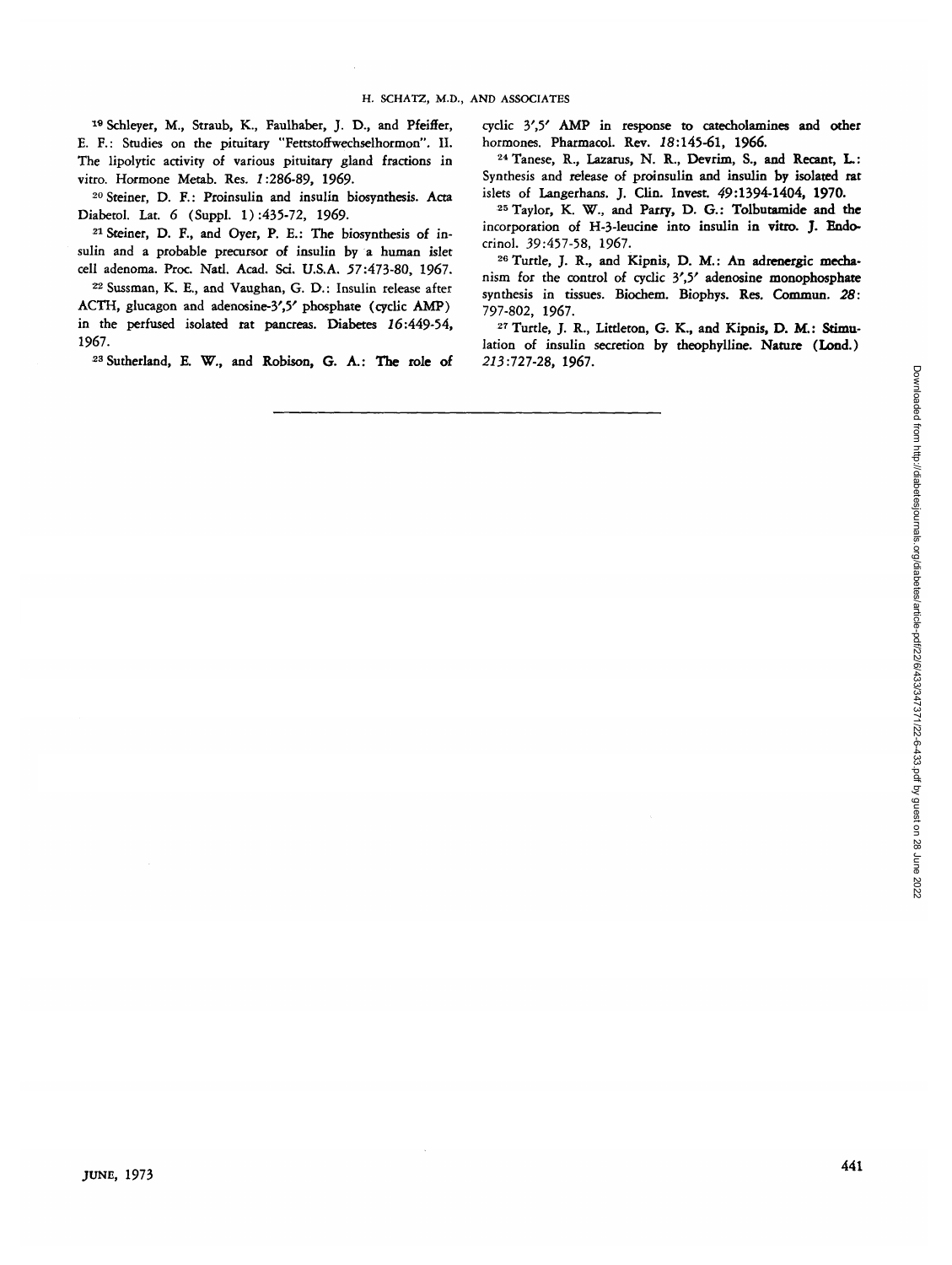[19] Schleyer, M., Straub, K., Faulhaber, J. D., and Pfeiffer, E. F.: Studies on the pituitary "Fettstoffwechselhormon". II. The lipolytic activity of various pituitary gland fractions in vitro. Hormone Metab. Res. *1*:286-89, 1969.

[20] Steiner, D. F.: Proinsulin and insulin biosynthesis. Acta Diabetol. Lat. 6 (Suppl. 1):435-72, 1969.

[21] Steiner, D. F., and Oyer, P. E.: The biosynthesis of insulin and a probable precursor of insulin by a human islet cell adenoma. Proc. Natl. Acad. Sci. U.S.A. *57*:473-80, 1967.

[22] Sussman, K. E., and Vaughan, G. D.: Insulin release after ACTH, glucagon and adenosine-3′,5′ phosphate (cyclic AMP) in the perfused isolated rat pancreas. Diabetes *16*:449-54, 1967.

[23] Sutherland, E. W., and Robison, G. A.: The role of cyclic 3′,5′ AMP in response to catecholamines and other hormones. Pharmacol. Rev. *18*:145-61, 1966.

[24] Tanese, R., Lazarus, N. R., Devrim, S., and Recant, L.: Synthesis and release of proinsulin and insulin by isolated rat islets of Langerhans. J. Clin. Invest. *49*:1394-1404, 1970.

[25] Taylor, K. W., and Parry, D. G.: Tolbutamide and the incorporation of H-3-leucine into insulin in vitro. J. Endocrinol. *39*:457-58, 1967.

[26] Turtle, J. R., and Kipnis, D. M.: An adrenergic mechanism for the control of cyclic 3′,5′ adenosine monophosphate synthesis in tissues. Biochem. Biophys. Res. Commun. *28*: 797-802, 1967.

[27] Turtle, J. R., Littleton, G. K., and Kipnis, D. M.: Stimulation of insulin secretion by theophylline. Nature (Lond.) *213*:727-28, 1967.